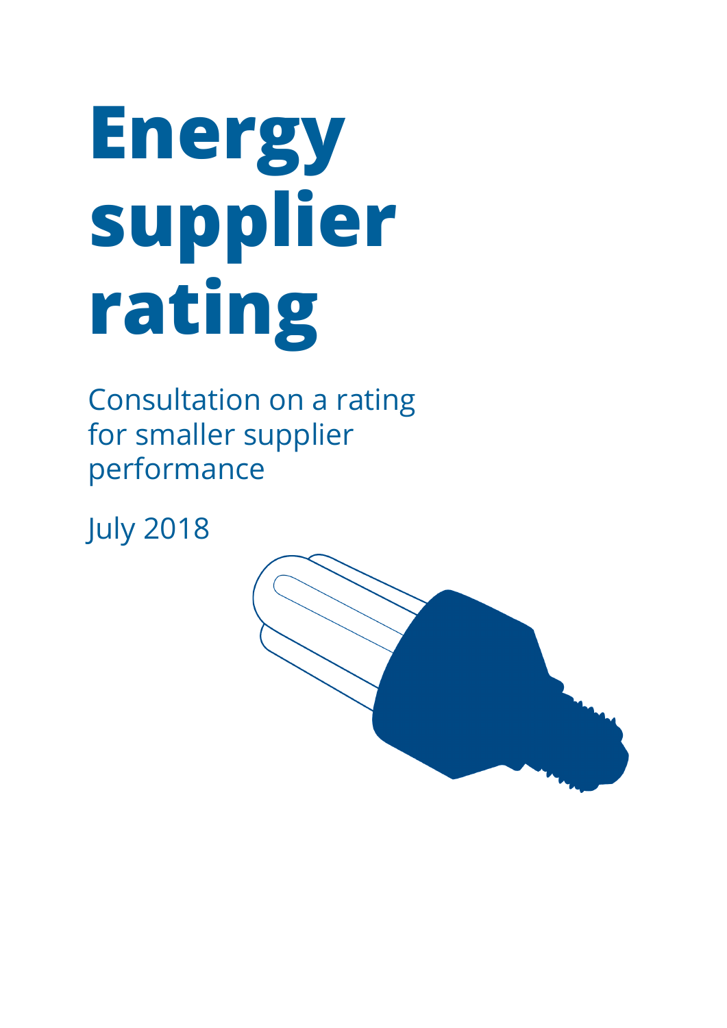# Energy supplier rating

Consultation on a rating for smaller supplier performance

July 2018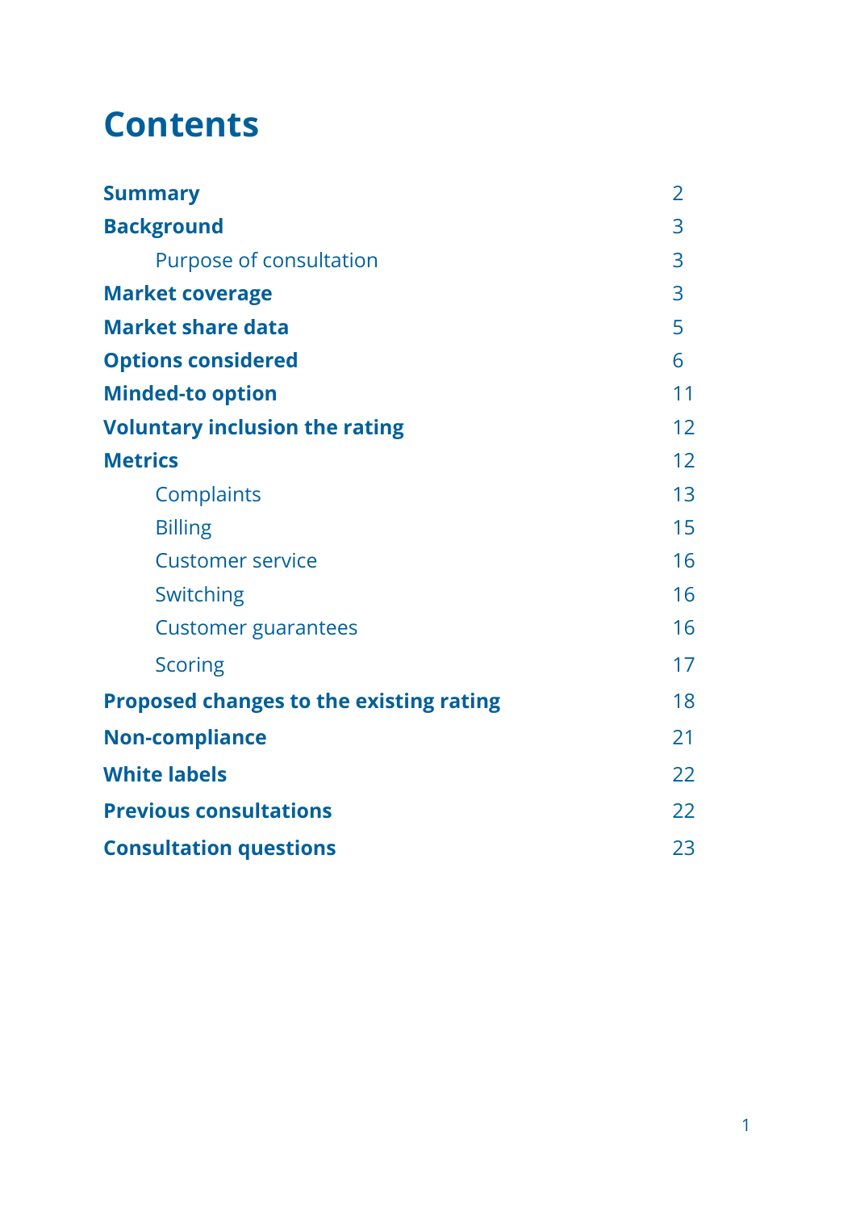# Contents

| | |
|---|---|
| **Summary** | 2 |
| **Background** | 3 |
| &nbsp;&nbsp;&nbsp;&nbsp;Purpose of consultation | 3 |
| **Market coverage** | 3 |
| **Market share data** | 5 |
| **Options considered** | 6 |
| **Minded-to option** | 11 |
| **Voluntary inclusion the rating** | 12 |
| **Metrics** | 12 |
| &nbsp;&nbsp;&nbsp;&nbsp;Complaints | 13 |
| &nbsp;&nbsp;&nbsp;&nbsp;Billing | 15 |
| &nbsp;&nbsp;&nbsp;&nbsp;Customer service | 16 |
| &nbsp;&nbsp;&nbsp;&nbsp;Switching | 16 |
| &nbsp;&nbsp;&nbsp;&nbsp;Customer guarantees | 16 |
| &nbsp;&nbsp;&nbsp;&nbsp;Scoring | 17 |
| **Proposed changes to the existing rating** | 18 |
| **Non-compliance** | 21 |
| **White labels** | 22 |
| **Previous consultations** | 22 |
| **Consultation questions** | 23 |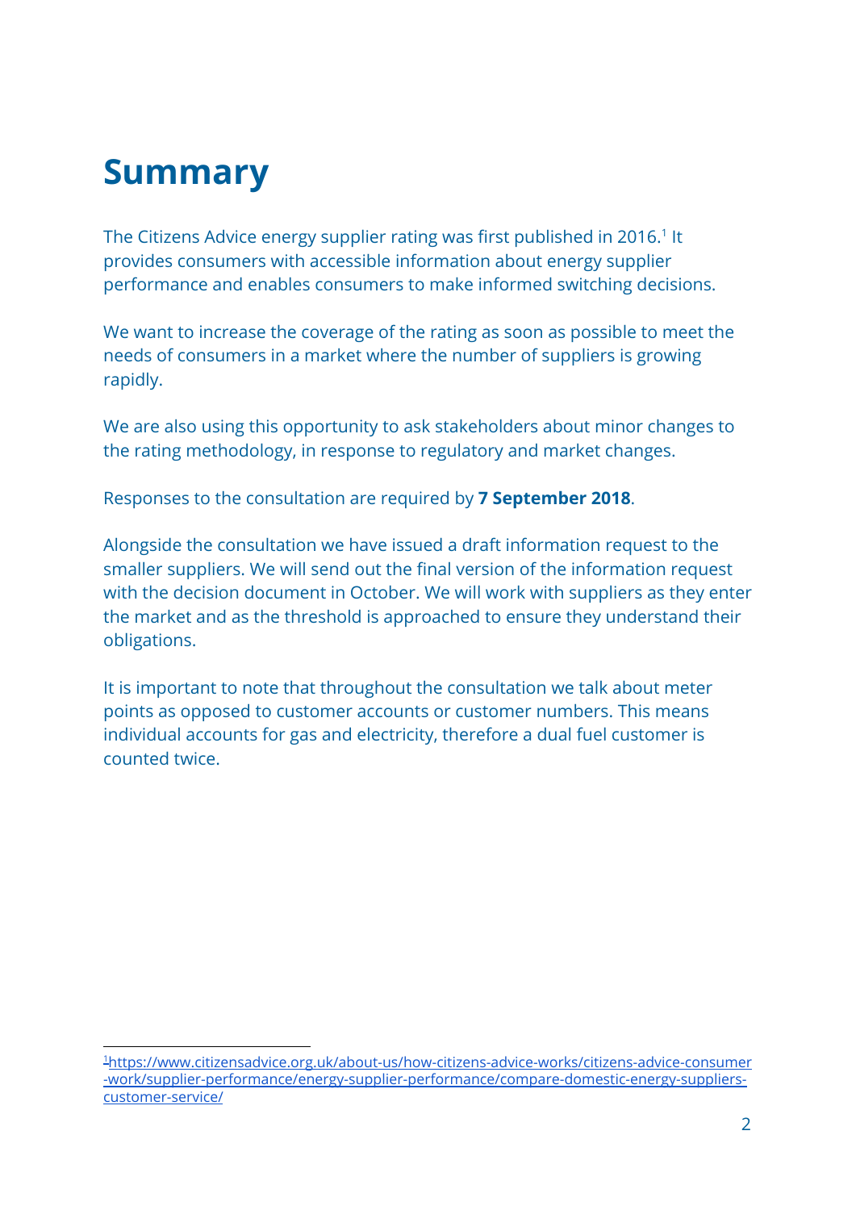# Summary

The Citizens Advice energy supplier rating was first published in 2016.[1] It provides consumers with accessible information about energy supplier performance and enables consumers to make informed switching decisions.

We want to increase the coverage of the rating as soon as possible to meet the needs of consumers in a market where the number of suppliers is growing rapidly.

We are also using this opportunity to ask stakeholders about minor changes to the rating methodology, in response to regulatory and market changes.

Responses to the consultation are required by **7 September 2018**.

Alongside the consultation we have issued a draft information request to the smaller suppliers. We will send out the final version of the information request with the decision document in October. We will work with suppliers as they enter the market and as the threshold is approached to ensure they understand their obligations.

It is important to note that throughout the consultation we talk about meter points as opposed to customer accounts or customer numbers. This means individual accounts for gas and electricity, therefore a dual fuel customer is counted twice.

---

[1] https://www.citizensadvice.org.uk/about-us/how-citizens-advice-works/citizens-advice-consumer-work/supplier-performance/energy-supplier-performance/compare-domestic-energy-suppliers-customer-service/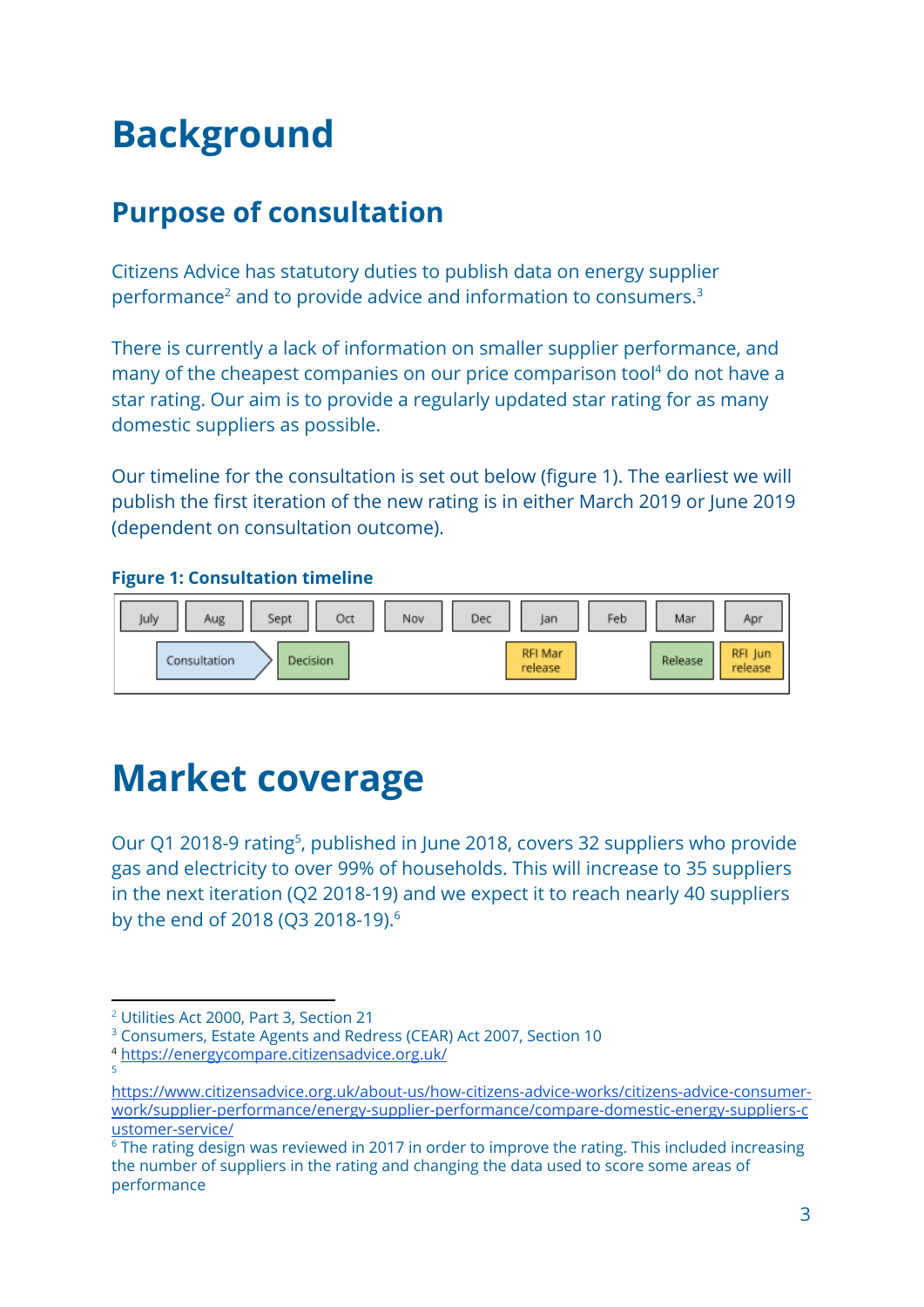# Background

## Purpose of consultation

Citizens Advice has statutory duties to publish data on energy supplier performance[2] and to provide advice and information to consumers.[3]

There is currently a lack of information on smaller supplier performance, and many of the cheapest companies on our price comparison tool[4] do not have a star rating. Our aim is to provide a regularly updated star rating for as many domestic suppliers as possible.

Our timeline for the consultation is set out below (figure 1). The earliest we will publish the first iteration of the new rating is in either March 2019 or June 2019 (dependent on consultation outcome).

**Figure 1: Consultation timeline**

| July | Aug | Sept | Oct | Nov | Dec | Jan | Feb | Mar | Apr |
|---|---|---|---|---|---|---|---|---|---|
| | Consultation | Decision | | | | RFI Mar release | | Release | RFI Jun release |

# Market coverage

Our Q1 2018-9 rating[5], published in June 2018, covers 32 suppliers who provide gas and electricity to over 99% of households. This will increase to 35 suppliers in the next iteration (Q2 2018-19) and we expect it to reach nearly 40 suppliers by the end of 2018 (Q3 2018-19).[6]

---

[2] Utilities Act 2000, Part 3, Section 21

[3] Consumers, Estate Agents and Redress (CEAR) Act 2007, Section 10

[4] https://energycompare.citizensadvice.org.uk/

[5] https://www.citizensadvice.org.uk/about-us/how-citizens-advice-works/citizens-advice-consumer-work/supplier-performance/energy-supplier-performance/compare-domestic-energy-suppliers-customer-service/

[6] The rating design was reviewed in 2017 in order to improve the rating. This included increasing the number of suppliers in the rating and changing the data used to score some areas of performance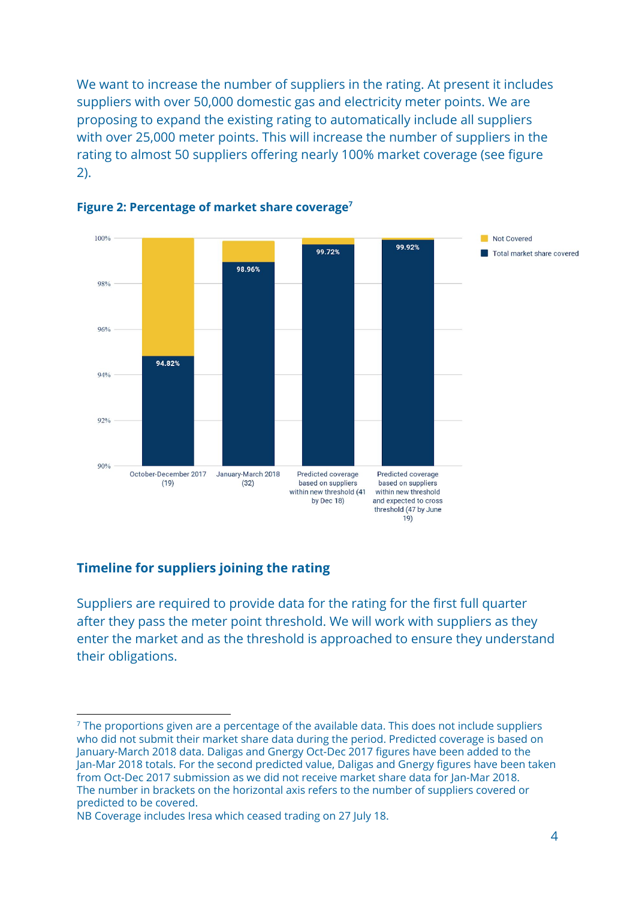We want to increase the number of suppliers in the rating. At present it includes suppliers with over 50,000 domestic gas and electricity meter points. We are proposing to expand the existing rating to automatically include all suppliers with over 25,000 meter points. This will increase the number of suppliers in the rating to almost 50 suppliers offering nearly 100% market coverage (see figure 2).

**Figure 2: Percentage of market share coverage**[7]

| | Total market share covered | Not Covered |
|---|---|---|
| October-December 2017 (19) | 94.82% | |
| January-March 2018 (32) | 98.96% | |
| Predicted coverage based on suppliers within new threshold (41 by Dec 18) | 99.72% | |
| Predicted coverage based on suppliers within new threshold and expected to cross threshold (47 by June 19) | 99.92% | |

## Timeline for suppliers joining the rating

Suppliers are required to provide data for the rating for the first full quarter after they pass the meter point threshold. We will work with suppliers as they enter the market and as the threshold is approached to ensure they understand their obligations.

[7] The proportions given are a percentage of the available data. This does not include suppliers who did not submit their market share data during the period. Predicted coverage is based on January-March 2018 data. Daligas and Gnergy Oct-Dec 2017 figures have been added to the Jan-Mar 2018 totals. For the second predicted value, Daligas and Gnergy figures have been taken from Oct-Dec 2017 submission as we did not receive market share data for Jan-Mar 2018. The number in brackets on the horizontal axis refers to the number of suppliers covered or predicted to be covered.
NB Coverage includes Iresa which ceased trading on 27 July 18.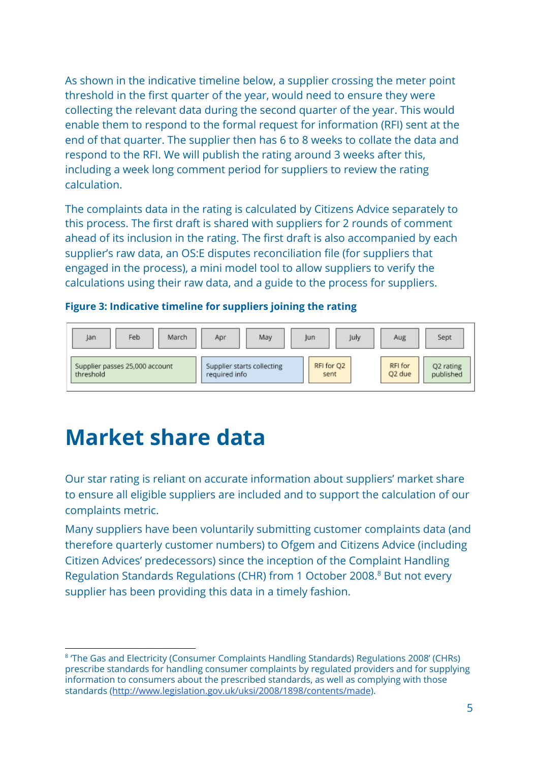As shown in the indicative timeline below, a supplier crossing the meter point threshold in the first quarter of the year, would need to ensure they were collecting the relevant data during the second quarter of the year. This would enable them to respond to the formal request for information (RFI) sent at the end of that quarter. The supplier then has 6 to 8 weeks to collate the data and respond to the RFI. We will publish the rating around 3 weeks after this, including a week long comment period for suppliers to review the rating calculation.

The complaints data in the rating is calculated by Citizens Advice separately to this process. The first draft is shared with suppliers for 2 rounds of comment ahead of its inclusion in the rating. The first draft is also accompanied by each supplier's raw data, an OS:E disputes reconciliation file (for suppliers that engaged in the process), a mini model tool to allow suppliers to verify the calculations using their raw data, and a guide to the process for suppliers.

**Figure 3: Indicative timeline for suppliers joining the rating**

| Jan | Feb | March | Apr | May | Jun | July | Aug | Sept |
|---|---|---|---|---|---|---|---|---|
| Supplier passes 25,000 account threshold | | | Supplier starts collecting required info | | RFI for Q2 sent | | RFI for Q2 due | Q2 rating published |

# Market share data

Our star rating is reliant on accurate information about suppliers' market share to ensure all eligible suppliers are included and to support the calculation of our complaints metric.

Many suppliers have been voluntarily submitting customer complaints data (and therefore quarterly customer numbers) to Ofgem and Citizens Advice (including Citizen Advices' predecessors) since the inception of the Complaint Handling Regulation Standards Regulations (CHR) from 1 October 2008.[8] But not every supplier has been providing this data in a timely fashion.

[8] 'The Gas and Electricity (Consumer Complaints Handling Standards) Regulations 2008' (CHRs) prescribe standards for handling consumer complaints by regulated providers and for supplying information to consumers about the prescribed standards, as well as complying with those standards (http://www.legislation.gov.uk/uksi/2008/1898/contents/made).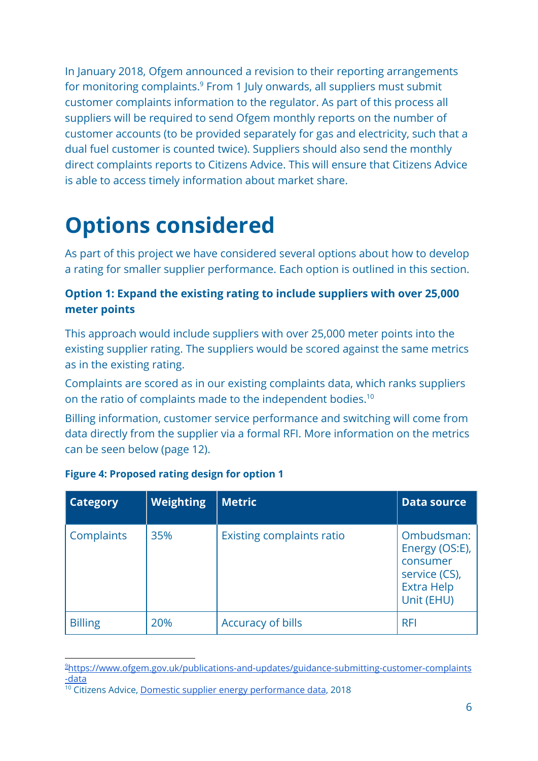In January 2018, Ofgem announced a revision to their reporting arrangements for monitoring complaints.[9] From 1 July onwards, all suppliers must submit customer complaints information to the regulator. As part of this process all suppliers will be required to send Ofgem monthly reports on the number of customer accounts (to be provided separately for gas and electricity, such that a dual fuel customer is counted twice). Suppliers should also send the monthly direct complaints reports to Citizens Advice. This will ensure that Citizens Advice is able to access timely information about market share.

# Options considered

As part of this project we have considered several options about how to develop a rating for smaller supplier performance. Each option is outlined in this section.

### Option 1: Expand the existing rating to include suppliers with over 25,000 meter points

This approach would include suppliers with over 25,000 meter points into the existing supplier rating. The suppliers would be scored against the same metrics as in the existing rating.

Complaints are scored as in our existing complaints data, which ranks suppliers on the ratio of complaints made to the independent bodies.[10]

Billing information, customer service performance and switching will come from data directly from the supplier via a formal RFI. More information on the metrics can be seen below (page 12).

**Figure 4: Proposed rating design for option 1**

| Category | Weighting | Metric | Data source |
|---|---|---|---|
| Complaints | 35% | Existing complaints ratio | Ombudsman: Energy (OS:E), consumer service (CS), Extra Help Unit (EHU) |
| Billing | 20% | Accuracy of bills | RFI |

[9] https://www.ofgem.gov.uk/publications-and-updates/guidance-submitting-customer-complaints-data

[10] Citizens Advice, Domestic supplier energy performance data, 2018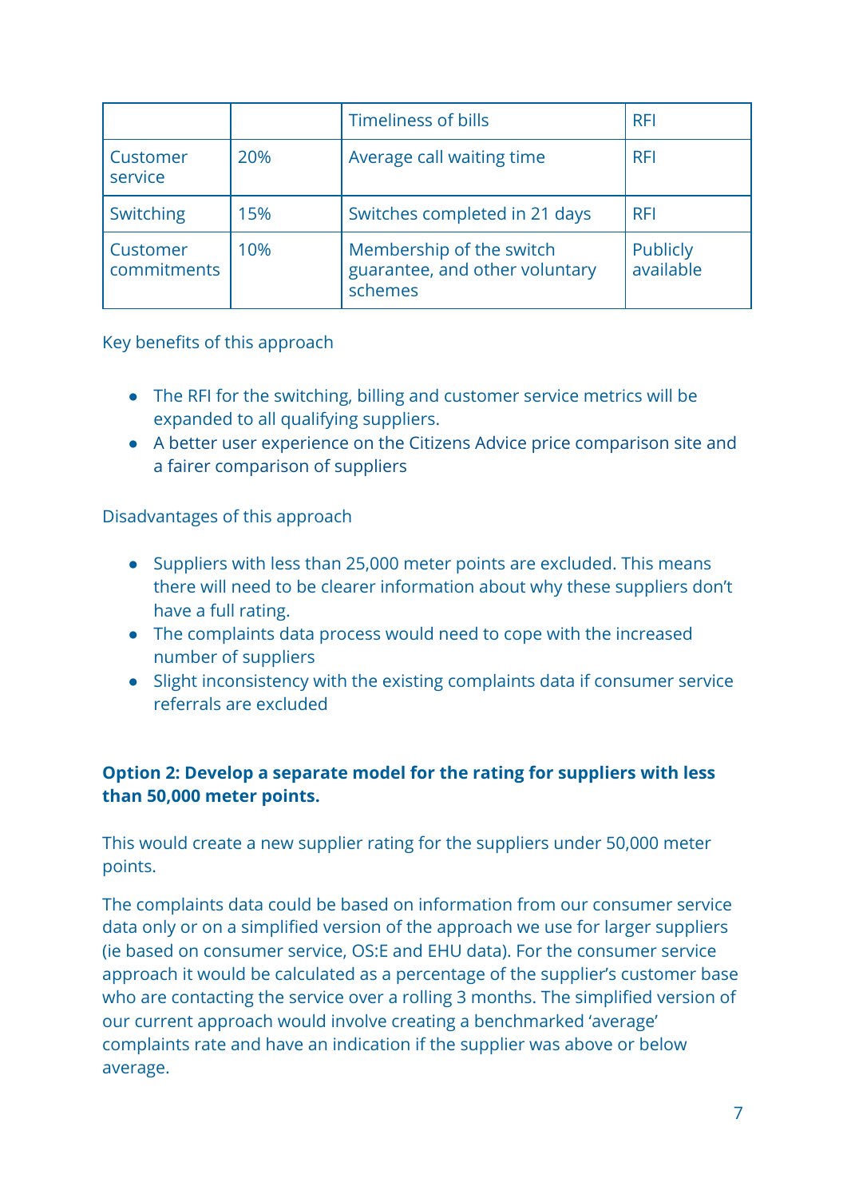| | | Timeliness of bills | RFI |
|---|---|---|---|
| Customer service | 20% | Average call waiting time | RFI |
| Switching | 15% | Switches completed in 21 days | RFI |
| Customer commitments | 10% | Membership of the switch guarantee, and other voluntary schemes | Publicly available |

Key benefits of this approach

- The RFI for the switching, billing and customer service metrics will be expanded to all qualifying suppliers.
- A better user experience on the Citizens Advice price comparison site and a fairer comparison of suppliers

Disadvantages of this approach

- Suppliers with less than 25,000 meter points are excluded. This means there will need to be clearer information about why these suppliers don't have a full rating.
- The complaints data process would need to cope with the increased number of suppliers
- Slight inconsistency with the existing complaints data if consumer service referrals are excluded

**Option 2: Develop a separate model for the rating for suppliers with less than 50,000 meter points.**

This would create a new supplier rating for the suppliers under 50,000 meter points.

The complaints data could be based on information from our consumer service data only or on a simplified version of the approach we use for larger suppliers (ie based on consumer service, OS:E and EHU data). For the consumer service approach it would be calculated as a percentage of the supplier's customer base who are contacting the service over a rolling 3 months. The simplified version of our current approach would involve creating a benchmarked 'average' complaints rate and have an indication if the supplier was above or below average.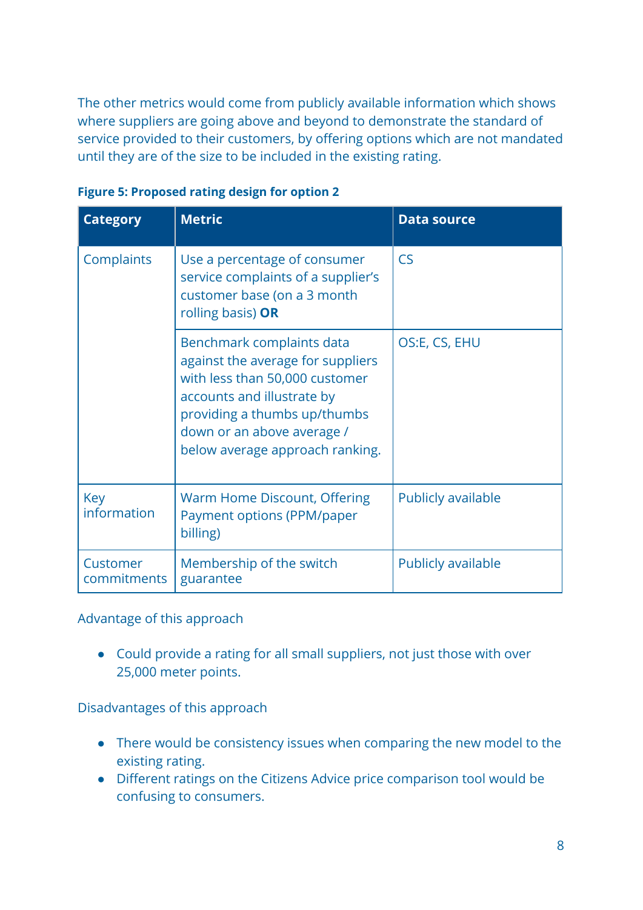The other metrics would come from publicly available information which shows where suppliers are going above and beyond to demonstrate the standard of service provided to their customers, by offering options which are not mandated until they are of the size to be included in the existing rating.

**Figure 5: Proposed rating design for option 2**

| Category | Metric | Data source |
|---|---|---|
| Complaints | Use a percentage of consumer service complaints of a supplier's customer base (on a 3 month rolling basis) **OR** | CS |
| | Benchmark complaints data against the average for suppliers with less than 50,000 customer accounts and illustrate by providing a thumbs up/thumbs down or an above average / below average approach ranking. | OS:E, CS, EHU |
| Key information | Warm Home Discount, Offering Payment options (PPM/paper billing) | Publicly available |
| Customer commitments | Membership of the switch guarantee | Publicly available |

Advantage of this approach

- Could provide a rating for all small suppliers, not just those with over 25,000 meter points.

Disadvantages of this approach

- There would be consistency issues when comparing the new model to the existing rating.
- Different ratings on the Citizens Advice price comparison tool would be confusing to consumers.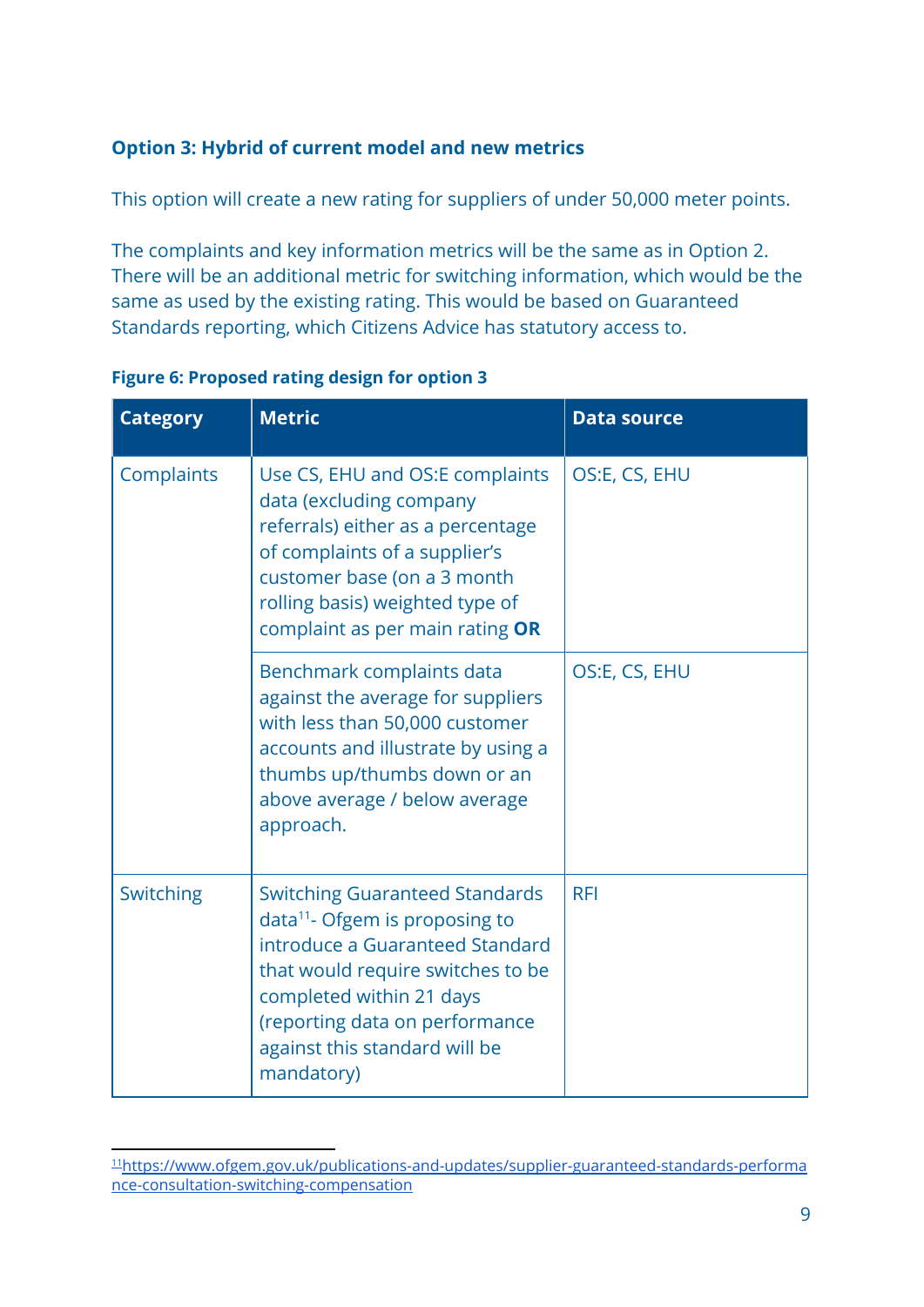### Option 3: Hybrid of current model and new metrics

This option will create a new rating for suppliers of under 50,000 meter points.

The complaints and key information metrics will be the same as in Option 2. There will be an additional metric for switching information, which would be the same as used by the existing rating. This would be based on Guaranteed Standards reporting, which Citizens Advice has statutory access to.

**Figure 6: Proposed rating design for option 3**

| Category | Metric | Data source |
|---|---|---|
| Complaints | Use CS, EHU and OS:E complaints data (excluding company referrals) either as a percentage of complaints of a supplier's customer base (on a 3 month rolling basis) weighted type of complaint as per main rating **OR** | OS:E, CS, EHU |
| | Benchmark complaints data against the average for suppliers with less than 50,000 customer accounts and illustrate by using a thumbs up/thumbs down or an above average / below average approach. | OS:E, CS, EHU |
| Switching | Switching Guaranteed Standards data[11]- Ofgem is proposing to introduce a Guaranteed Standard that would require switches to be completed within 21 days (reporting data on performance against this standard will be mandatory) | RFI |

[11] https://www.ofgem.gov.uk/publications-and-updates/supplier-guaranteed-standards-performance-consultation-switching-compensation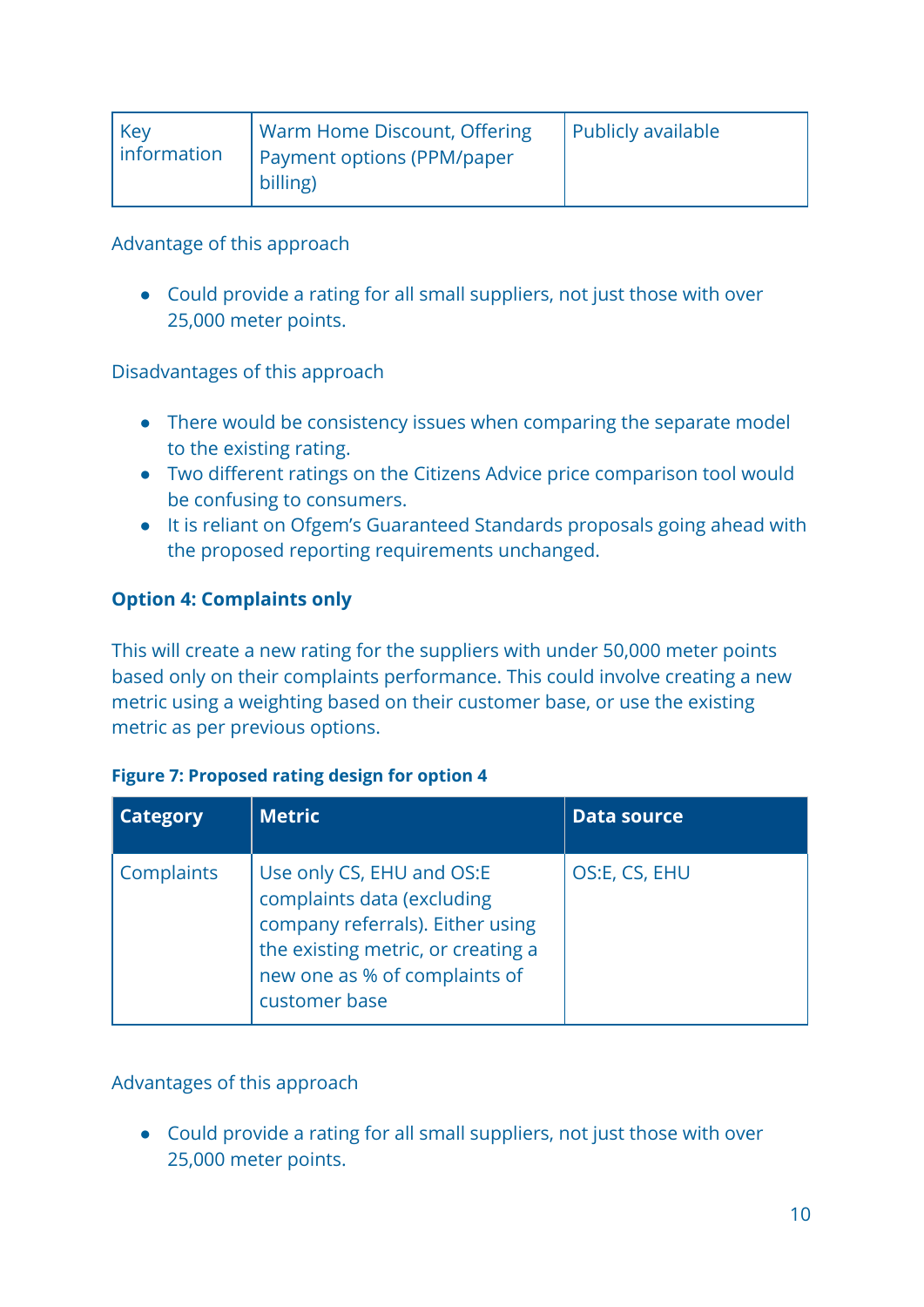| Key information | Warm Home Discount, Offering Payment options (PPM/paper billing) | Publicly available |
|---|---|---|

Advantage of this approach

- Could provide a rating for all small suppliers, not just those with over 25,000 meter points.

Disadvantages of this approach

- There would be consistency issues when comparing the separate model to the existing rating.
- Two different ratings on the Citizens Advice price comparison tool would be confusing to consumers.
- It is reliant on Ofgem's Guaranteed Standards proposals going ahead with the proposed reporting requirements unchanged.

**Option 4: Complaints only**

This will create a new rating for the suppliers with under 50,000 meter points based only on their complaints performance. This could involve creating a new metric using a weighting based on their customer base, or use the existing metric as per previous options.

**Figure 7: Proposed rating design for option 4**

| Category | Metric | Data source |
|---|---|---|
| Complaints | Use only CS, EHU and OS:E complaints data (excluding company referrals). Either using the existing metric, or creating a new one as % of complaints of customer base | OS:E, CS, EHU |

Advantages of this approach

- Could provide a rating for all small suppliers, not just those with over 25,000 meter points.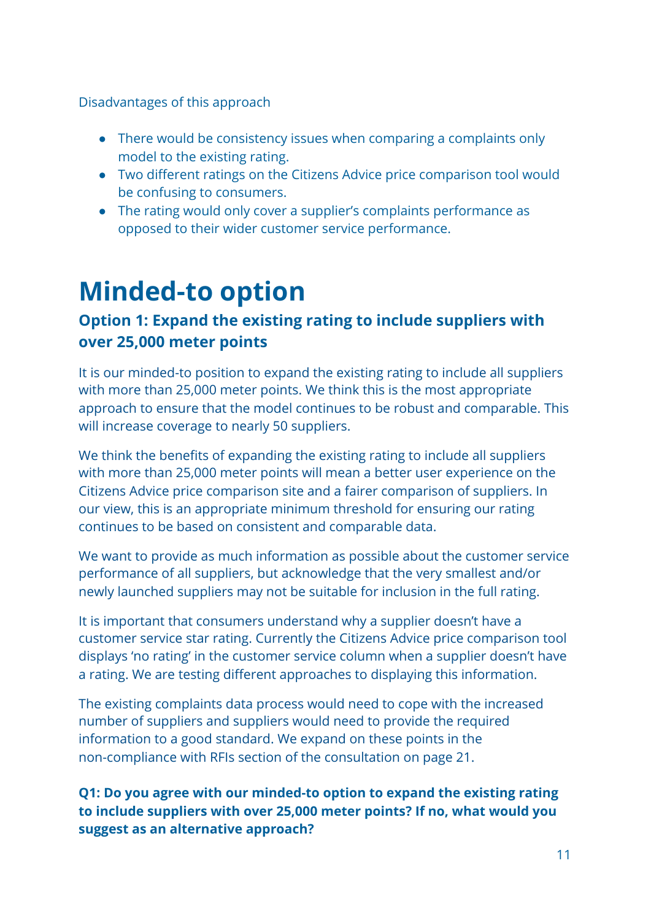Disadvantages of this approach

- There would be consistency issues when comparing a complaints only model to the existing rating.
- Two different ratings on the Citizens Advice price comparison tool would be confusing to consumers.
- The rating would only cover a supplier's complaints performance as opposed to their wider customer service performance.

# Minded-to option

### Option 1: Expand the existing rating to include suppliers with over 25,000 meter points

It is our minded-to position to expand the existing rating to include all suppliers with more than 25,000 meter points. We think this is the most appropriate approach to ensure that the model continues to be robust and comparable. This will increase coverage to nearly 50 suppliers.

We think the benefits of expanding the existing rating to include all suppliers with more than 25,000 meter points will mean a better user experience on the Citizens Advice price comparison site and a fairer comparison of suppliers. In our view, this is an appropriate minimum threshold for ensuring our rating continues to be based on consistent and comparable data.

We want to provide as much information as possible about the customer service performance of all suppliers, but acknowledge that the very smallest and/or newly launched suppliers may not be suitable for inclusion in the full rating.

It is important that consumers understand why a supplier doesn't have a customer service star rating. Currently the Citizens Advice price comparison tool displays 'no rating' in the customer service column when a supplier doesn't have a rating. We are testing different approaches to displaying this information.

The existing complaints data process would need to cope with the increased number of suppliers and suppliers would need to provide the required information to a good standard. We expand on these points in the non-compliance with RFIs section of the consultation on page 21.

**Q1: Do you agree with our minded-to option to expand the existing rating to include suppliers with over 25,000 meter points? If no, what would you suggest as an alternative approach?**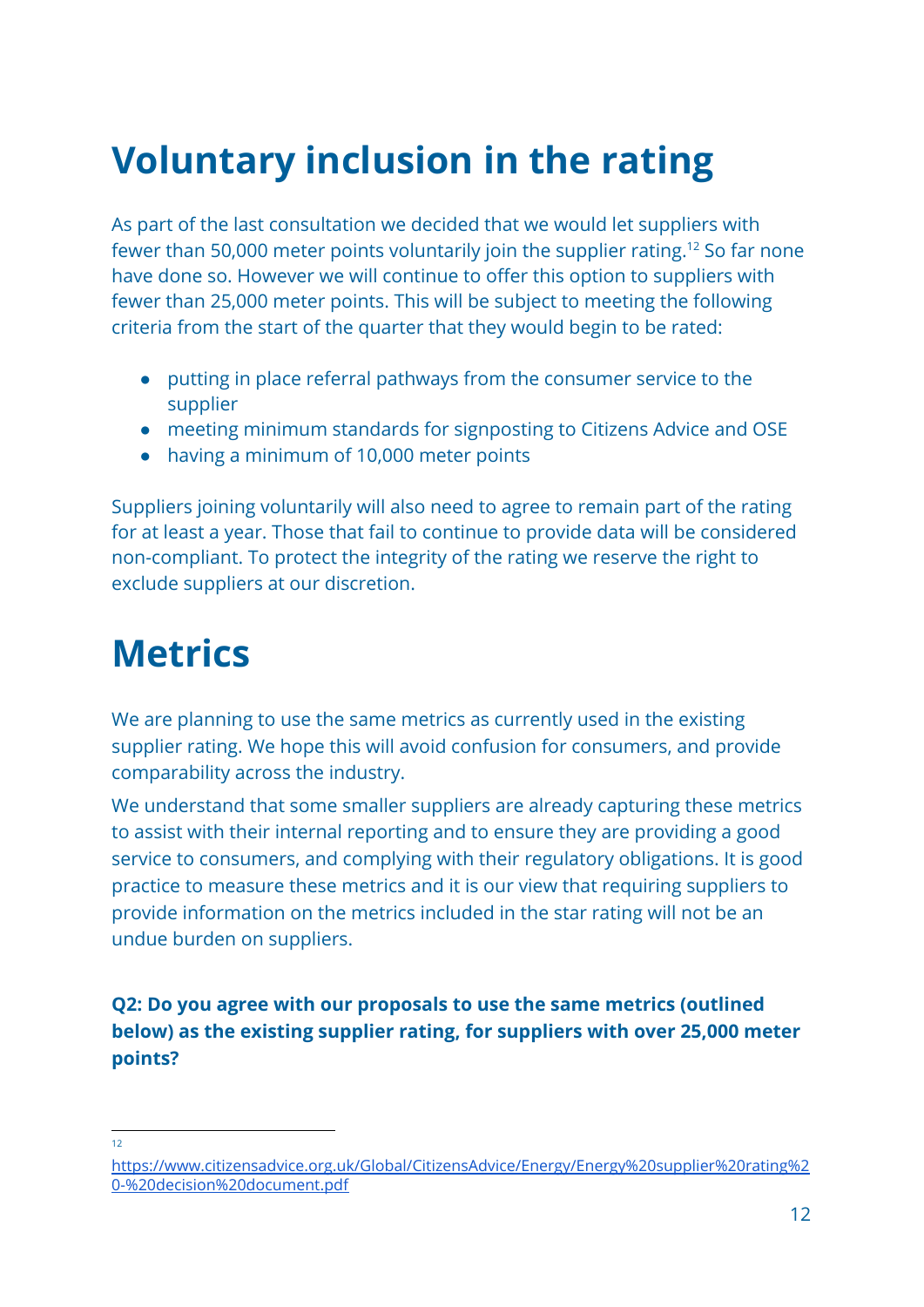# Voluntary inclusion in the rating

As part of the last consultation we decided that we would let suppliers with fewer than 50,000 meter points voluntarily join the supplier rating.[12] So far none have done so. However we will continue to offer this option to suppliers with fewer than 25,000 meter points. This will be subject to meeting the following criteria from the start of the quarter that they would begin to be rated:

- putting in place referral pathways from the consumer service to the supplier
- meeting minimum standards for signposting to Citizens Advice and OSE
- having a minimum of 10,000 meter points

Suppliers joining voluntarily will also need to agree to remain part of the rating for at least a year. Those that fail to continue to provide data will be considered non-compliant. To protect the integrity of the rating we reserve the right to exclude suppliers at our discretion.

# Metrics

We are planning to use the same metrics as currently used in the existing supplier rating. We hope this will avoid confusion for consumers, and provide comparability across the industry.

We understand that some smaller suppliers are already capturing these metrics to assist with their internal reporting and to ensure they are providing a good service to consumers, and complying with their regulatory obligations. It is good practice to measure these metrics and it is our view that requiring suppliers to provide information on the metrics included in the star rating will not be an undue burden on suppliers.

**Q2: Do you agree with our proposals to use the same metrics (outlined below) as the existing supplier rating, for suppliers with over 25,000 meter points?**

---

[12] https://www.citizensadvice.org.uk/Global/CitizensAdvice/Energy/Energy%20supplier%20rating%20-%20decision%20document.pdf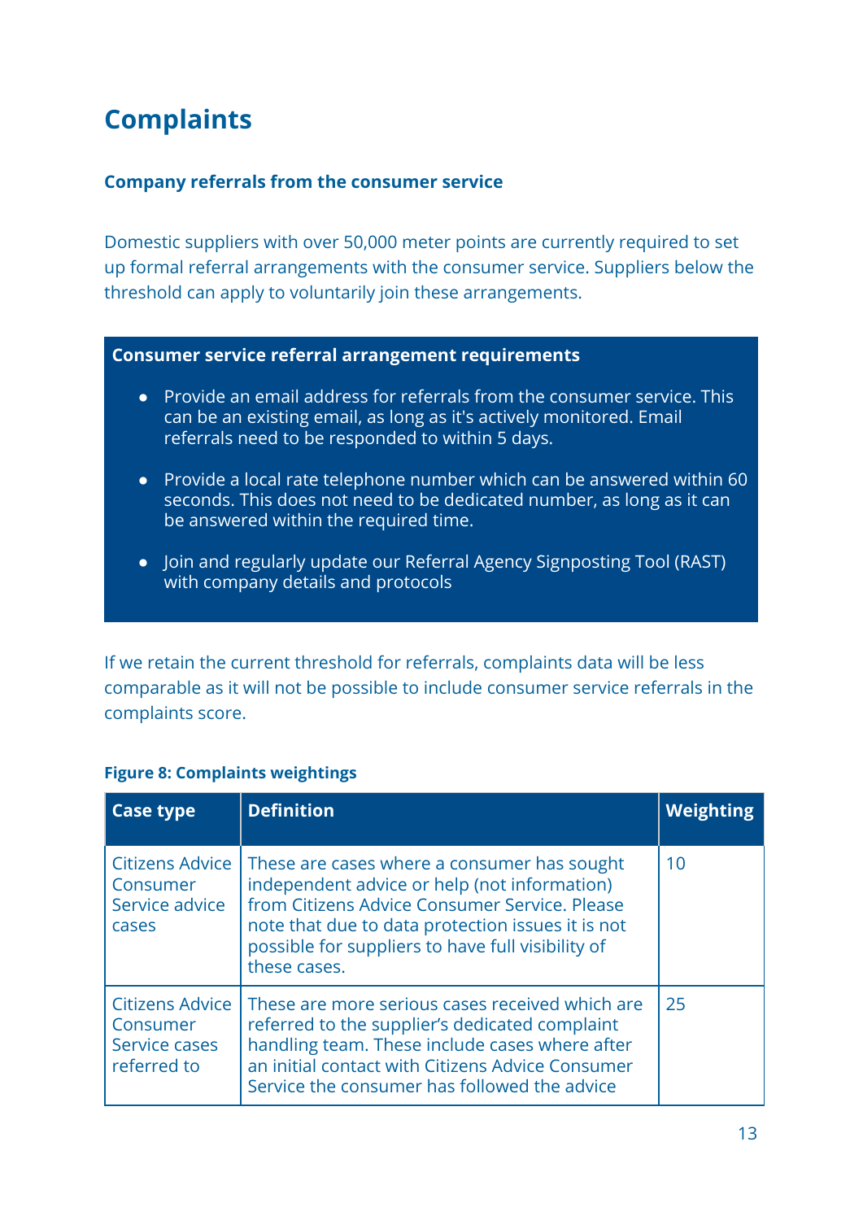## Complaints

### Company referrals from the consumer service

Domestic suppliers with over 50,000 meter points are currently required to set up formal referral arrangements with the consumer service. Suppliers below the threshold can apply to voluntarily join these arrangements.

**Consumer service referral arrangement requirements**

- Provide an email address for referrals from the consumer service. This can be an existing email, as long as it's actively monitored. Email referrals need to be responded to within 5 days.
- Provide a local rate telephone number which can be answered within 60 seconds. This does not need to be dedicated number, as long as it can be answered within the required time.
- Join and regularly update our Referral Agency Signposting Tool (RAST) with company details and protocols

If we retain the current threshold for referrals, complaints data will be less comparable as it will not be possible to include consumer service referrals in the complaints score.

**Figure 8: Complaints weightings**

| Case type | Definition | Weighting |
|---|---|---|
| Citizens Advice Consumer Service advice cases | These are cases where a consumer has sought independent advice or help (not information) from Citizens Advice Consumer Service. Please note that due to data protection issues it is not possible for suppliers to have full visibility of these cases. | 10 |
| Citizens Advice Consumer Service cases referred to | These are more serious cases received which are referred to the supplier's dedicated complaint handling team. These include cases where after an initial contact with Citizens Advice Consumer Service the consumer has followed the advice | 25 |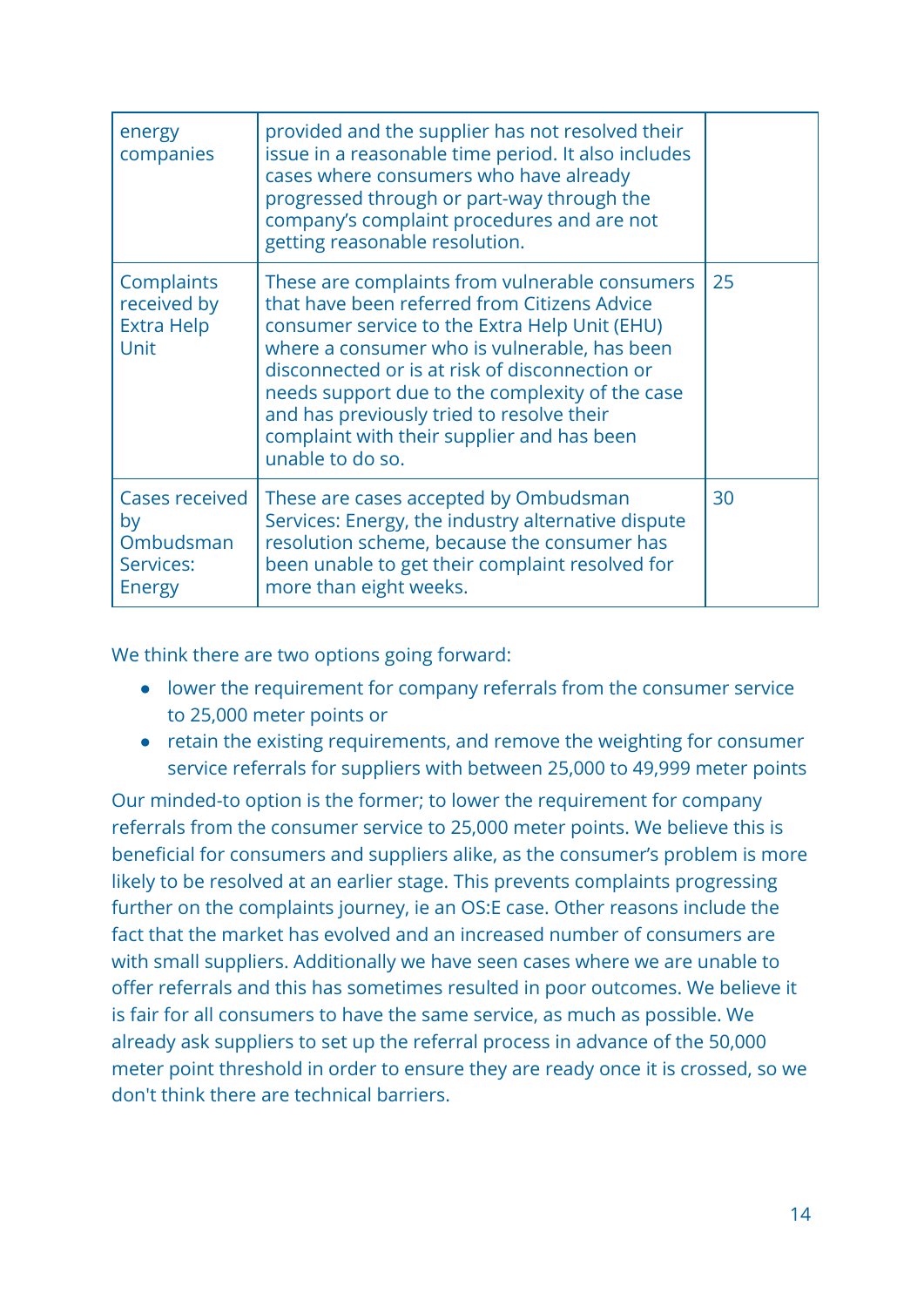| | | |
|---|---|---|
| energy companies | provided and the supplier has not resolved their issue in a reasonable time period. It also includes cases where consumers who have already progressed through or part-way through the company's complaint procedures and are not getting reasonable resolution. | |
| Complaints received by Extra Help Unit | These are complaints from vulnerable consumers that have been referred from Citizens Advice consumer service to the Extra Help Unit (EHU) where a consumer who is vulnerable, has been disconnected or is at risk of disconnection or needs support due to the complexity of the case and has previously tried to resolve their complaint with their supplier and has been unable to do so. | 25 |
| Cases received by Ombudsman Services: Energy | These are cases accepted by Ombudsman Services: Energy, the industry alternative dispute resolution scheme, because the consumer has been unable to get their complaint resolved for more than eight weeks. | 30 |

We think there are two options going forward:

- lower the requirement for company referrals from the consumer service to 25,000 meter points or
- retain the existing requirements, and remove the weighting for consumer service referrals for suppliers with between 25,000 to 49,999 meter points

Our minded-to option is the former; to lower the requirement for company referrals from the consumer service to 25,000 meter points. We believe this is beneficial for consumers and suppliers alike, as the consumer's problem is more likely to be resolved at an earlier stage. This prevents complaints progressing further on the complaints journey, ie an OS:E case. Other reasons include the fact that the market has evolved and an increased number of consumers are with small suppliers. Additionally we have seen cases where we are unable to offer referrals and this has sometimes resulted in poor outcomes. We believe it is fair for all consumers to have the same service, as much as possible. We already ask suppliers to set up the referral process in advance of the 50,000 meter point threshold in order to ensure they are ready once it is crossed, so we don't think there are technical barriers.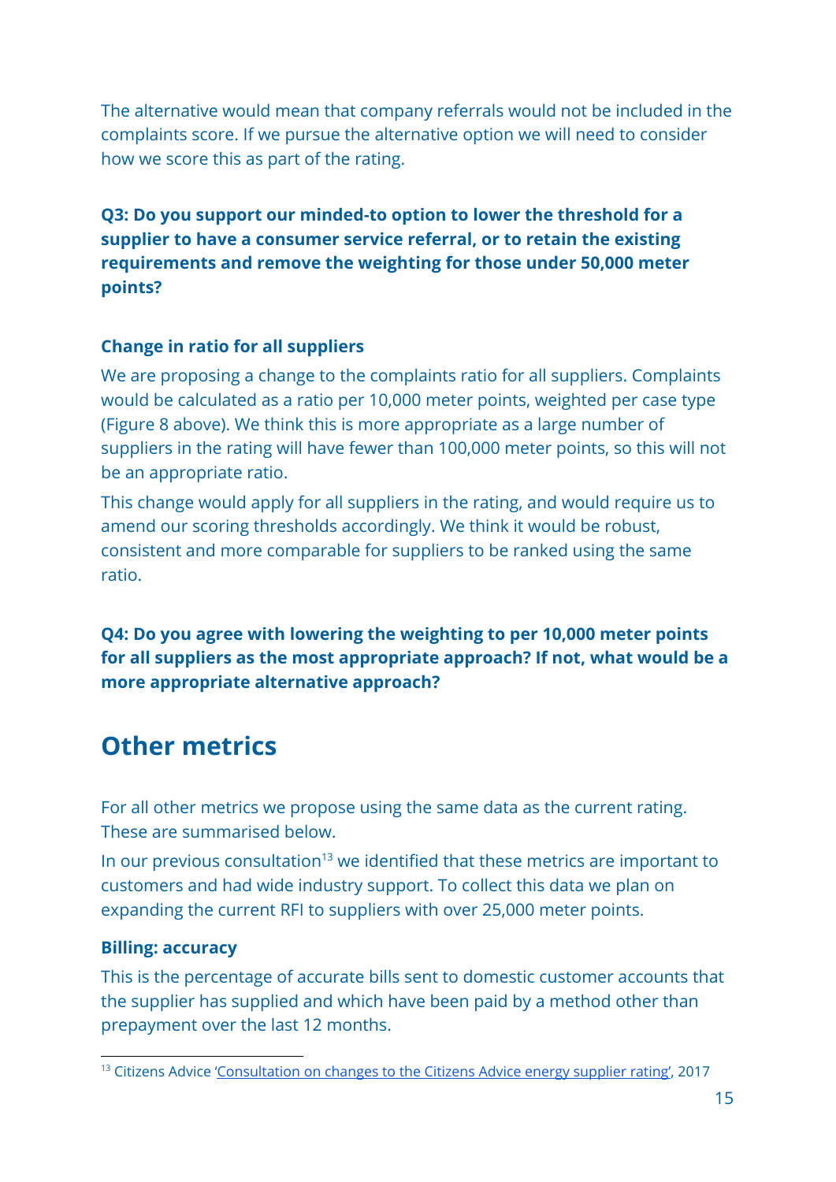The alternative would mean that company referrals would not be included in the complaints score. If we pursue the alternative option we will need to consider how we score this as part of the rating.

**Q3: Do you support our minded-to option to lower the threshold for a supplier to have a consumer service referral, or to retain the existing requirements and remove the weighting for those under 50,000 meter points?**

### Change in ratio for all suppliers

We are proposing a change to the complaints ratio for all suppliers. Complaints would be calculated as a ratio per 10,000 meter points, weighted per case type (Figure 8 above). We think this is more appropriate as a large number of suppliers in the rating will have fewer than 100,000 meter points, so this will not be an appropriate ratio.

This change would apply for all suppliers in the rating, and would require us to amend our scoring thresholds accordingly. We think it would be robust, consistent and more comparable for suppliers to be ranked using the same ratio.

**Q4: Do you agree with lowering the weighting to per 10,000 meter points for all suppliers as the most appropriate approach? If not, what would be a more appropriate alternative approach?**

## Other metrics

For all other metrics we propose using the same data as the current rating. These are summarised below.

In our previous consultation[13] we identified that these metrics are important to customers and had wide industry support. To collect this data we plan on expanding the current RFI to suppliers with over 25,000 meter points.

### Billing: accuracy

This is the percentage of accurate bills sent to domestic customer accounts that the supplier has supplied and which have been paid by a method other than prepayment over the last 12 months.

---

[13] Citizens Advice '[Consultation on changes to the Citizens Advice energy supplier rating](#)', 2017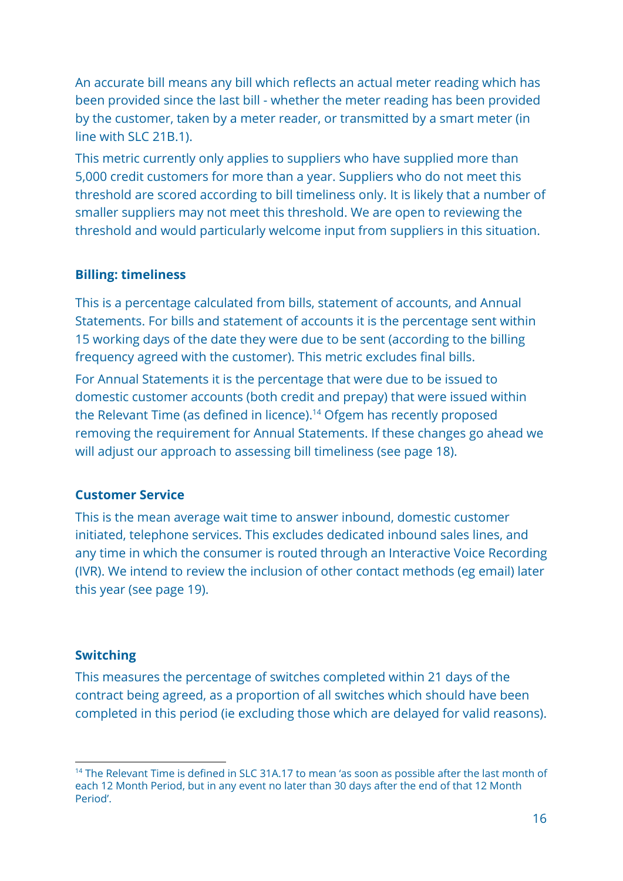An accurate bill means any bill which reflects an actual meter reading which has been provided since the last bill - whether the meter reading has been provided by the customer, taken by a meter reader, or transmitted by a smart meter (in line with SLC 21B.1).

This metric currently only applies to suppliers who have supplied more than 5,000 credit customers for more than a year. Suppliers who do not meet this threshold are scored according to bill timeliness only. It is likely that a number of smaller suppliers may not meet this threshold. We are open to reviewing the threshold and would particularly welcome input from suppliers in this situation.

### Billing: timeliness

This is a percentage calculated from bills, statement of accounts, and Annual Statements. For bills and statement of accounts it is the percentage sent within 15 working days of the date they were due to be sent (according to the billing frequency agreed with the customer). This metric excludes final bills.

For Annual Statements it is the percentage that were due to be issued to domestic customer accounts (both credit and prepay) that were issued within the Relevant Time (as defined in licence).[14] Ofgem has recently proposed removing the requirement for Annual Statements. If these changes go ahead we will adjust our approach to assessing bill timeliness (see page 18).

### Customer Service

This is the mean average wait time to answer inbound, domestic customer initiated, telephone services. This excludes dedicated inbound sales lines, and any time in which the consumer is routed through an Interactive Voice Recording (IVR). We intend to review the inclusion of other contact methods (eg email) later this year (see page 19).

### Switching

This measures the percentage of switches completed within 21 days of the contract being agreed, as a proportion of all switches which should have been completed in this period (ie excluding those which are delayed for valid reasons).

[14] The Relevant Time is defined in SLC 31A.17 to mean 'as soon as possible after the last month of each 12 Month Period, but in any event no later than 30 days after the end of that 12 Month Period'.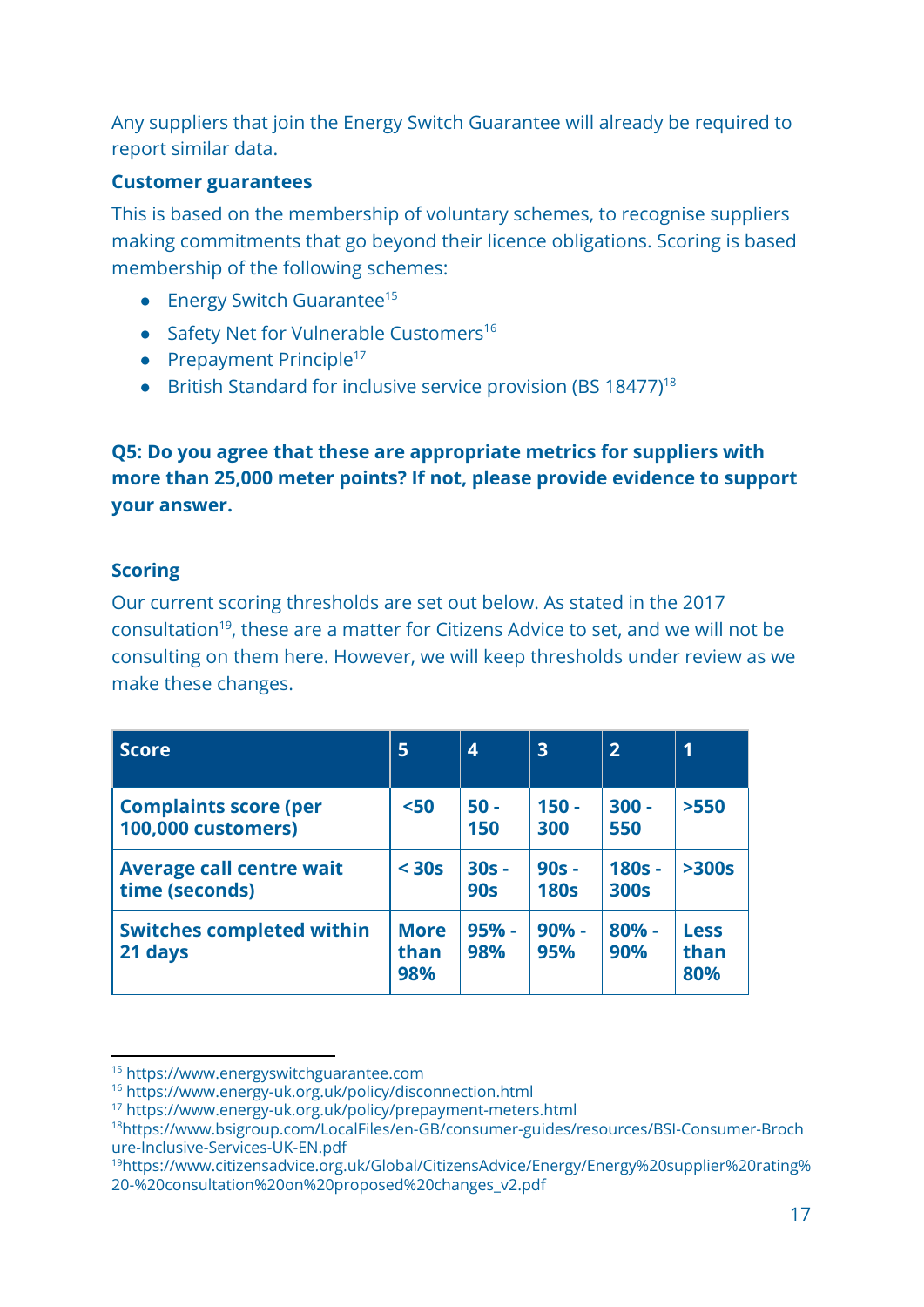Any suppliers that join the Energy Switch Guarantee will already be required to report similar data.

### Customer guarantees

This is based on the membership of voluntary schemes, to recognise suppliers making commitments that go beyond their licence obligations. Scoring is based membership of the following schemes:

- Energy Switch Guarantee[15]
- Safety Net for Vulnerable Customers[16]
- Prepayment Principle[17]
- British Standard for inclusive service provision (BS 18477)[18]

**Q5: Do you agree that these are appropriate metrics for suppliers with more than 25,000 meter points? If not, please provide evidence to support your answer.**

### Scoring

Our current scoring thresholds are set out below. As stated in the 2017 consultation[19], these are a matter for Citizens Advice to set, and we will not be consulting on them here. However, we will keep thresholds under review as we make these changes.

| Score | 5 | 4 | 3 | 2 | 1 |
|---|---|---|---|---|---|
| Complaints score (per 100,000 customers) | <50 | 50 - 150 | 150 - 300 | 300 - 550 | >550 |
| Average call centre wait time (seconds) | < 30s | 30s - 90s | 90s - 180s | 180s - 300s | >300s |
| Switches completed within 21 days | More than 98% | 95% - 98% | 90% - 95% | 80% - 90% | Less than 80% |

---

[15] https://www.energyswitchguarantee.com

[16] https://www.energy-uk.org.uk/policy/disconnection.html

[17] https://www.energy-uk.org.uk/policy/prepayment-meters.html

[18] https://www.bsigroup.com/LocalFiles/en-GB/consumer-guides/resources/BSI-Consumer-Brochure-Inclusive-Services-UK-EN.pdf

[19] https://www.citizensadvice.org.uk/Global/CitizensAdvice/Energy/Energy%20supplier%20rating%20-%20consultation%20on%20proposed%20changes_v2.pdf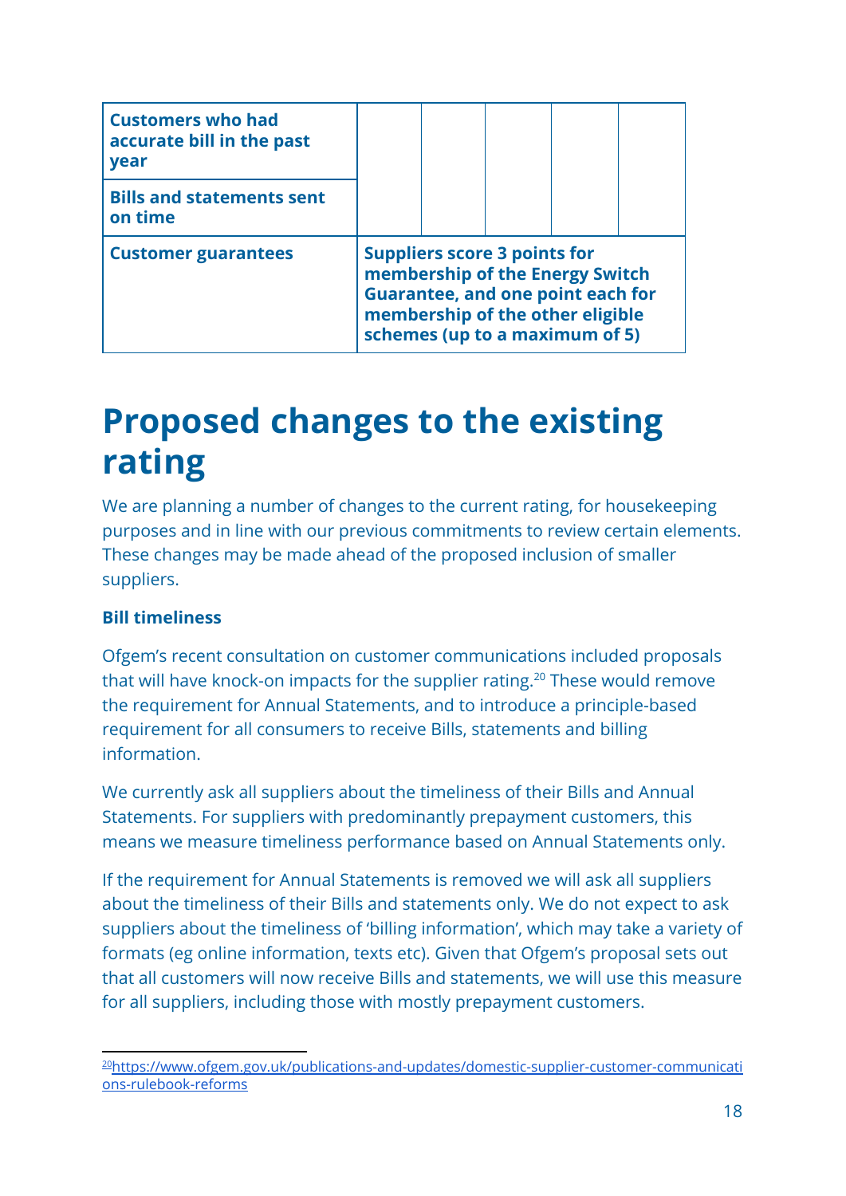| | | | | | |
|---|---|---|---|---|---|
| **Customers who had accurate bill in the past year** | | | | | |
| **Bills and statements sent on time** | | | | | |
| **Customer guarantees** | **Suppliers score 3 points for membership of the Energy Switch Guarantee, and one point each for membership of the other eligible schemes (up to a maximum of 5)** | | | | |

# Proposed changes to the existing rating

We are planning a number of changes to the current rating, for housekeeping purposes and in line with our previous commitments to review certain elements. These changes may be made ahead of the proposed inclusion of smaller suppliers.

**Bill timeliness**

Ofgem's recent consultation on customer communications included proposals that will have knock-on impacts for the supplier rating.[20] These would remove the requirement for Annual Statements, and to introduce a principle-based requirement for all consumers to receive Bills, statements and billing information.

We currently ask all suppliers about the timeliness of their Bills and Annual Statements. For suppliers with predominantly prepayment customers, this means we measure timeliness performance based on Annual Statements only.

If the requirement for Annual Statements is removed we will ask all suppliers about the timeliness of their Bills and statements only. We do not expect to ask suppliers about the timeliness of 'billing information', which may take a variety of formats (eg online information, texts etc). Given that Ofgem's proposal sets out that all customers will now receive Bills and statements, we will use this measure for all suppliers, including those with mostly prepayment customers.

---

[20] https://www.ofgem.gov.uk/publications-and-updates/domestic-supplier-customer-communications-rulebook-reforms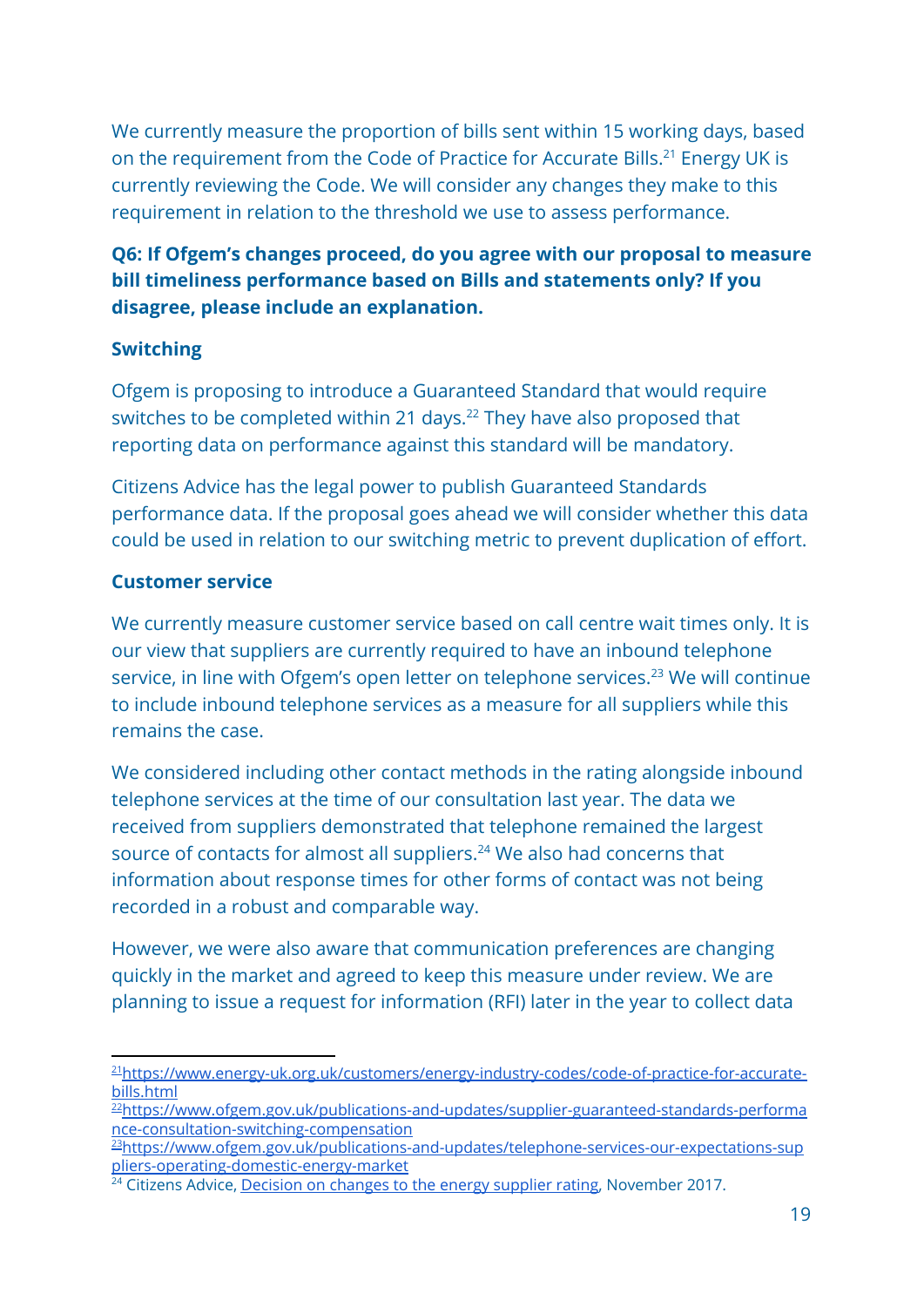We currently measure the proportion of bills sent within 15 working days, based on the requirement from the Code of Practice for Accurate Bills.[21] Energy UK is currently reviewing the Code. We will consider any changes they make to this requirement in relation to the threshold we use to assess performance.

**Q6: If Ofgem's changes proceed, do you agree with our proposal to measure bill timeliness performance based on Bills and statements only? If you disagree, please include an explanation.**

### Switching

Ofgem is proposing to introduce a Guaranteed Standard that would require switches to be completed within 21 days.[22] They have also proposed that reporting data on performance against this standard will be mandatory.

Citizens Advice has the legal power to publish Guaranteed Standards performance data. If the proposal goes ahead we will consider whether this data could be used in relation to our switching metric to prevent duplication of effort.

### Customer service

We currently measure customer service based on call centre wait times only. It is our view that suppliers are currently required to have an inbound telephone service, in line with Ofgem's open letter on telephone services.[23] We will continue to include inbound telephone services as a measure for all suppliers while this remains the case.

We considered including other contact methods in the rating alongside inbound telephone services at the time of our consultation last year. The data we received from suppliers demonstrated that telephone remained the largest source of contacts for almost all suppliers.[24] We also had concerns that information about response times for other forms of contact was not being recorded in a robust and comparable way.

However, we were also aware that communication preferences are changing quickly in the market and agreed to keep this measure under review. We are planning to issue a request for information (RFI) later in the year to collect data

---

[21] https://www.energy-uk.org.uk/customers/energy-industry-codes/code-of-practice-for-accurate-bills.html

[22] https://www.ofgem.gov.uk/publications-and-updates/supplier-guaranteed-standards-performance-consultation-switching-compensation

[23] https://www.ofgem.gov.uk/publications-and-updates/telephone-services-our-expectations-suppliers-operating-domestic-energy-market

[24] Citizens Advice, Decision on changes to the energy supplier rating, November 2017.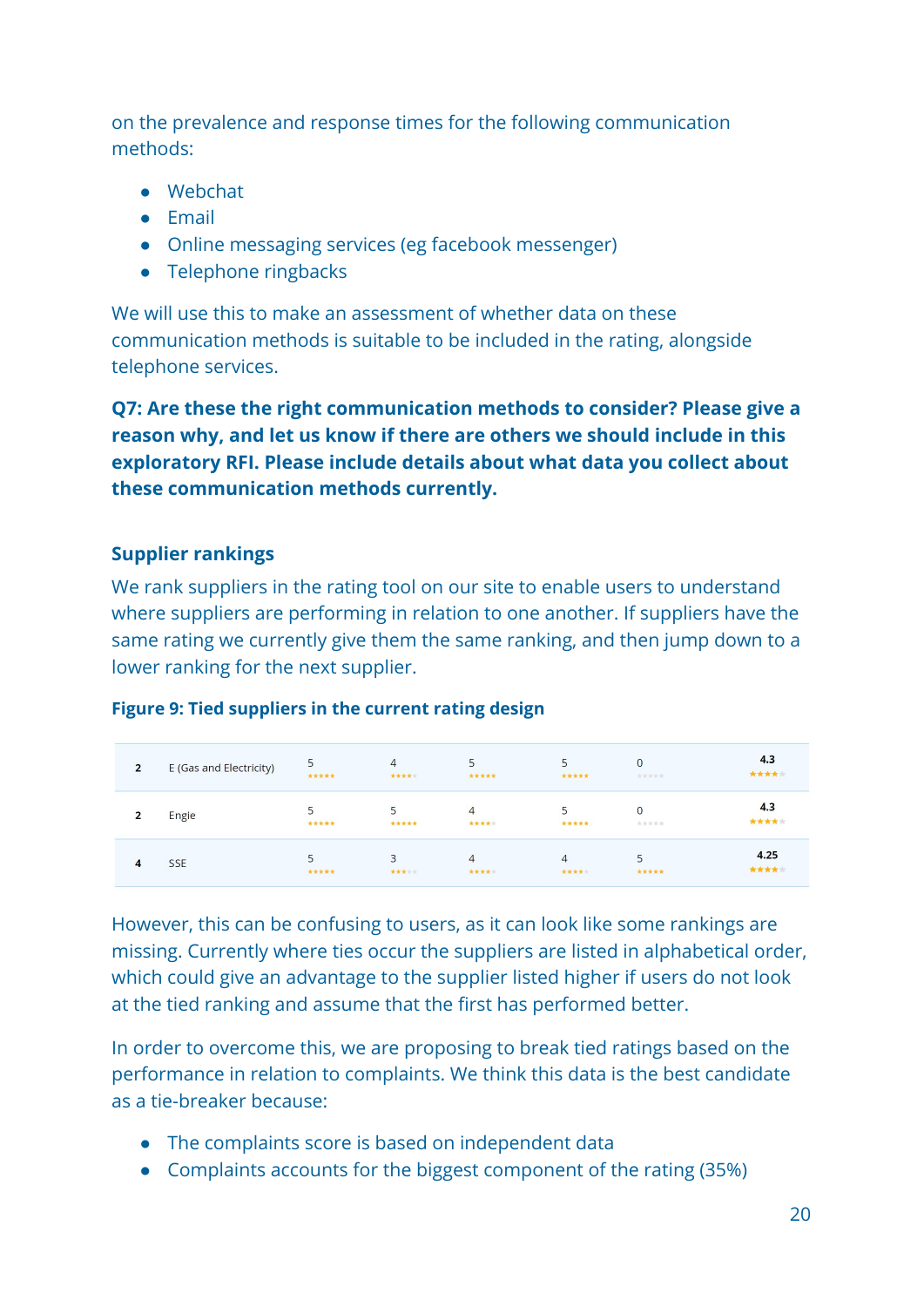on the prevalence and response times for the following communication methods:

- Webchat
- Email
- Online messaging services (eg facebook messenger)
- Telephone ringbacks

We will use this to make an assessment of whether data on these communication methods is suitable to be included in the rating, alongside telephone services.

**Q7: Are these the right communication methods to consider? Please give a reason why, and let us know if there are others we should include in this exploratory RFI. Please include details about what data you collect about these communication methods currently.**

## Supplier rankings

We rank suppliers in the rating tool on our site to enable users to understand where suppliers are performing in relation to one another. If suppliers have the same rating we currently give them the same ranking, and then jump down to a lower ranking for the next supplier.

**Figure 9: Tied suppliers in the current rating design**

| | | | | | | | |
|---|---|---|---|---|---|---|---|
| 2 | E (Gas and Electricity) | 5 ★★★★★ | 4 ★★★★☆ | 5 ★★★★★ | 5 ★★★★★ | 0 ☆☆☆☆☆ | 4.3 ★★★★☆ |
| 2 | Engie | 5 ★★★★★ | 5 ★★★★★ | 4 ★★★★☆ | 5 ★★★★★ | 0 ☆☆☆☆☆ | 4.3 ★★★★☆ |
| 4 | SSE | 5 ★★★★★ | 3 ★★★☆☆ | 4 ★★★★☆ | 4 ★★★★☆ | 5 ★★★★★ | 4.25 ★★★★☆ |

However, this can be confusing to users, as it can look like some rankings are missing. Currently where ties occur the suppliers are listed in alphabetical order, which could give an advantage to the supplier listed higher if users do not look at the tied ranking and assume that the first has performed better.

In order to overcome this, we are proposing to break tied ratings based on the performance in relation to complaints. We think this data is the best candidate as a tie-breaker because:

- The complaints score is based on independent data
- Complaints accounts for the biggest component of the rating (35%)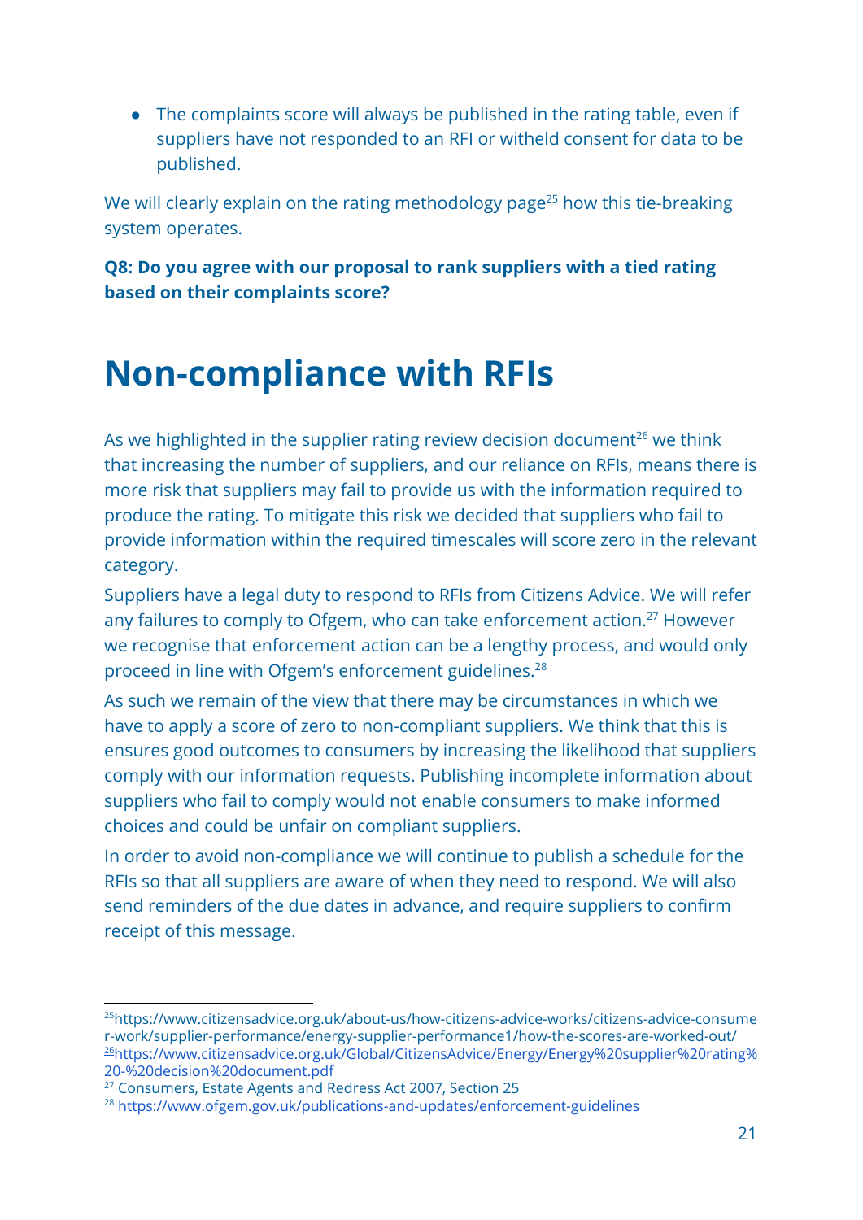- The complaints score will always be published in the rating table, even if suppliers have not responded to an RFI or witheld consent for data to be published.

We will clearly explain on the rating methodology page[25] how this tie-breaking system operates.

**Q8: Do you agree with our proposal to rank suppliers with a tied rating based on their complaints score?**

# Non-compliance with RFIs

As we highlighted in the supplier rating review decision document[26] we think that increasing the number of suppliers, and our reliance on RFIs, means there is more risk that suppliers may fail to provide us with the information required to produce the rating. To mitigate this risk we decided that suppliers who fail to provide information within the required timescales will score zero in the relevant category.

Suppliers have a legal duty to respond to RFIs from Citizens Advice. We will refer any failures to comply to Ofgem, who can take enforcement action.[27] However we recognise that enforcement action can be a lengthy process, and would only proceed in line with Ofgem's enforcement guidelines.[28]

As such we remain of the view that there may be circumstances in which we have to apply a score of zero to non-compliant suppliers. We think that this is ensures good outcomes to consumers by increasing the likelihood that suppliers comply with our information requests. Publishing incomplete information about suppliers who fail to comply would not enable consumers to make informed choices and could be unfair on compliant suppliers.

In order to avoid non-compliance we will continue to publish a schedule for the RFIs so that all suppliers are aware of when they need to respond. We will also send reminders of the due dates in advance, and require suppliers to confirm receipt of this message.

---

[25] https://www.citizensadvice.org.uk/about-us/how-citizens-advice-works/citizens-advice-consumer-work/supplier-performance/energy-supplier-performance1/how-the-scores-are-worked-out/

[26] https://www.citizensadvice.org.uk/Global/CitizensAdvice/Energy/Energy%20supplier%20rating%20-%20decision%20document.pdf

[27] Consumers, Estate Agents and Redress Act 2007, Section 25

[28] https://www.ofgem.gov.uk/publications-and-updates/enforcement-guidelines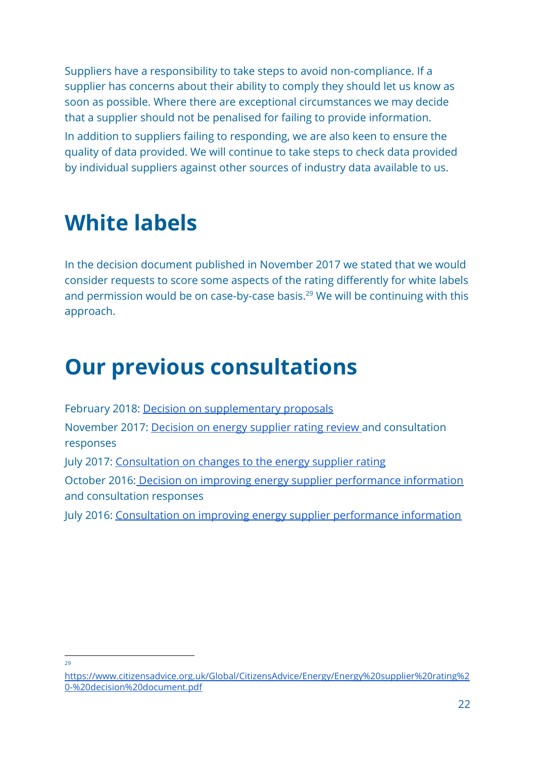Suppliers have a responsibility to take steps to avoid non-compliance. If a supplier has concerns about their ability to comply they should let us know as soon as possible. Where there are exceptional circumstances we may decide that a supplier should not be penalised for failing to provide information.

In addition to suppliers failing to responding, we are also keen to ensure the quality of data provided. We will continue to take steps to check data provided by individual suppliers against other sources of industry data available to us.

# White labels

In the decision document published in November 2017 we stated that we would consider requests to score some aspects of the rating differently for white labels and permission would be on case-by-case basis.[29] We will be continuing with this approach.

# Our previous consultations

February 2018: Decision on supplementary proposals

November 2017: Decision on energy supplier rating review and consultation responses

July 2017: Consultation on changes to the energy supplier rating

October 2016: Decision on improving energy supplier performance information and consultation responses

July 2016: Consultation on improving energy supplier performance information

---

[29] https://www.citizensadvice.org.uk/Global/CitizensAdvice/Energy/Energy%20supplier%20rating%20-%20decision%20document.pdf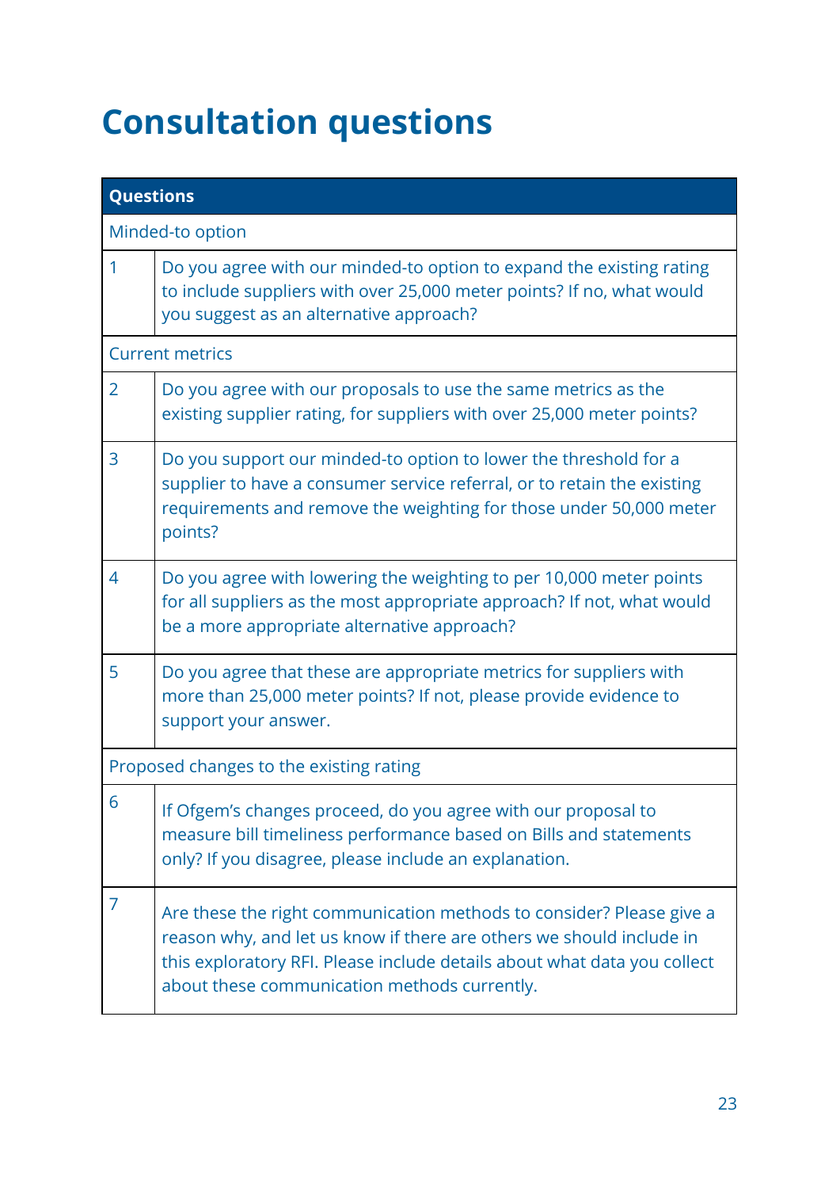# Consultation questions

| Questions | |
|---|---|
| Minded-to option | |
| 1 | Do you agree with our minded-to option to expand the existing rating to include suppliers with over 25,000 meter points? If no, what would you suggest as an alternative approach? |
| Current metrics | |
| 2 | Do you agree with our proposals to use the same metrics as the existing supplier rating, for suppliers with over 25,000 meter points? |
| 3 | Do you support our minded-to option to lower the threshold for a supplier to have a consumer service referral, or to retain the existing requirements and remove the weighting for those under 50,000 meter points? |
| 4 | Do you agree with lowering the weighting to per 10,000 meter points for all suppliers as the most appropriate approach? If not, what would be a more appropriate alternative approach? |
| 5 | Do you agree that these are appropriate metrics for suppliers with more than 25,000 meter points? If not, please provide evidence to support your answer. |
| Proposed changes to the existing rating | |
| 6 | If Ofgem's changes proceed, do you agree with our proposal to measure bill timeliness performance based on Bills and statements only? If you disagree, please include an explanation. |
| 7 | Are these the right communication methods to consider? Please give a reason why, and let us know if there are others we should include in this exploratory RFI. Please include details about what data you collect about these communication methods currently. |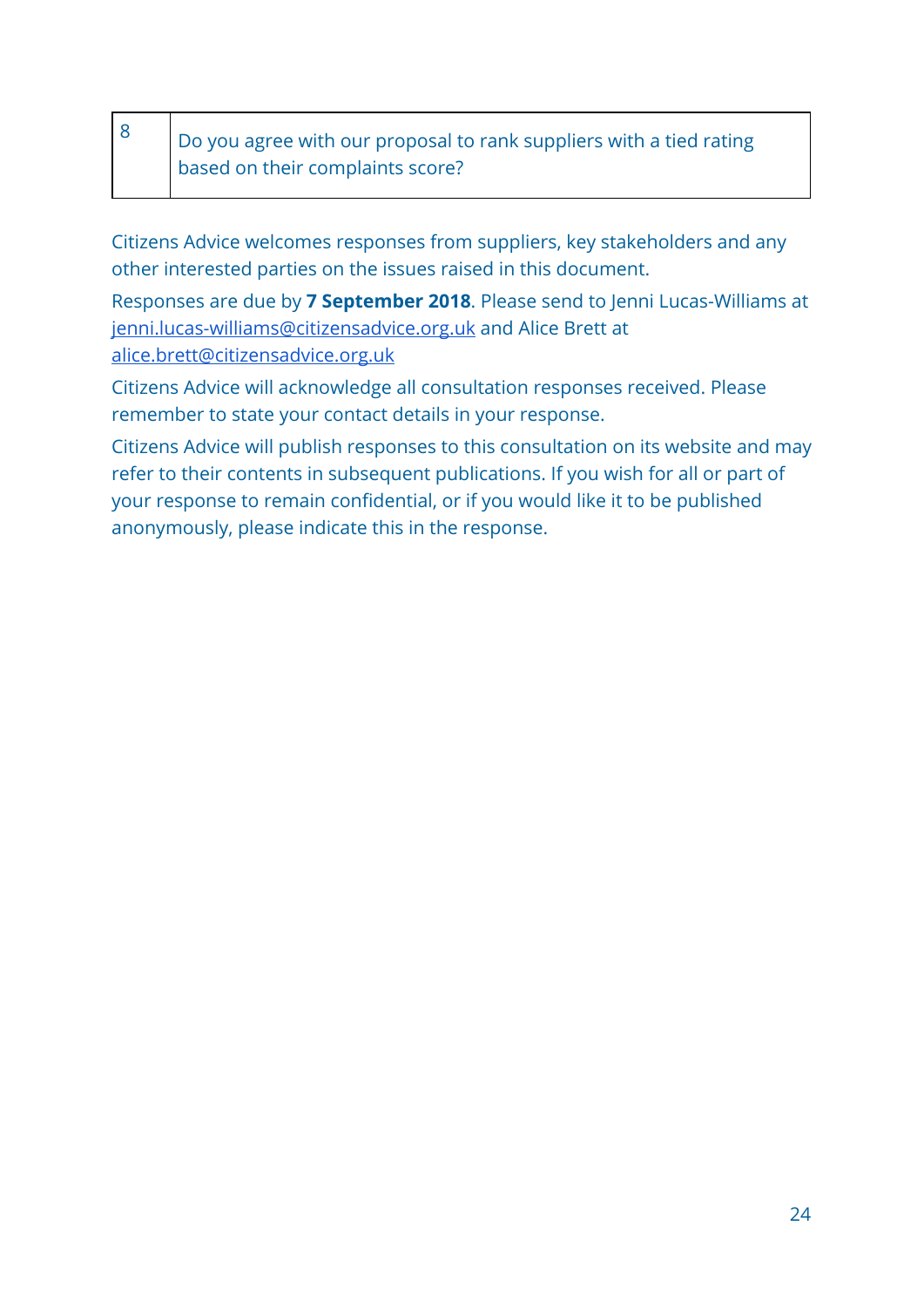| 8 | Do you agree with our proposal to rank suppliers with a tied rating based on their complaints score? |
|---|---|

Citizens Advice welcomes responses from suppliers, key stakeholders and any other interested parties on the issues raised in this document.

Responses are due by **7 September 2018**. Please send to Jenni Lucas-Williams at jenni.lucas-williams@citizensadvice.org.uk and Alice Brett at alice.brett@citizensadvice.org.uk

Citizens Advice will acknowledge all consultation responses received. Please remember to state your contact details in your response.

Citizens Advice will publish responses to this consultation on its website and may refer to their contents in subsequent publications. If you wish for all or part of your response to remain confidential, or if you would like it to be published anonymously, please indicate this in the response.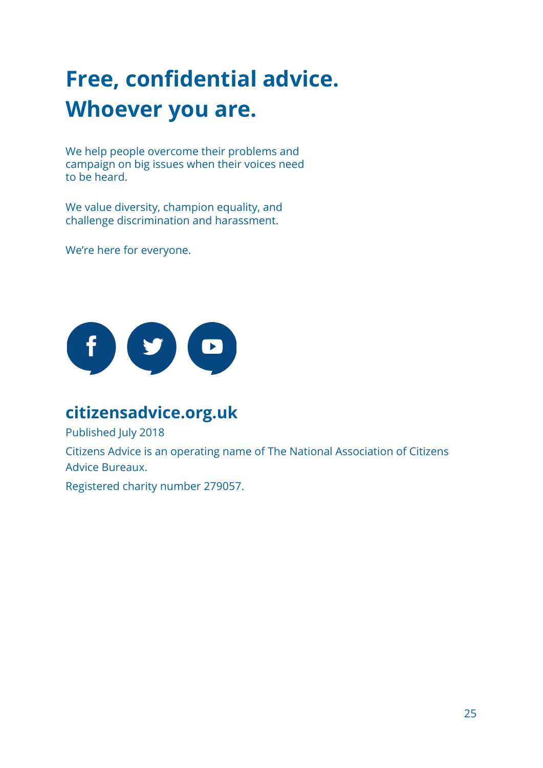# Free, confidential advice. Whoever you are.

We help people overcome their problems and campaign on big issues when their voices need to be heard.

We value diversity, champion equality, and challenge discrimination and harassment.

We're here for everyone.

## citizensadvice.org.uk

Published July 2018

Citizens Advice is an operating name of The National Association of Citizens Advice Bureaux.

Registered charity number 279057.